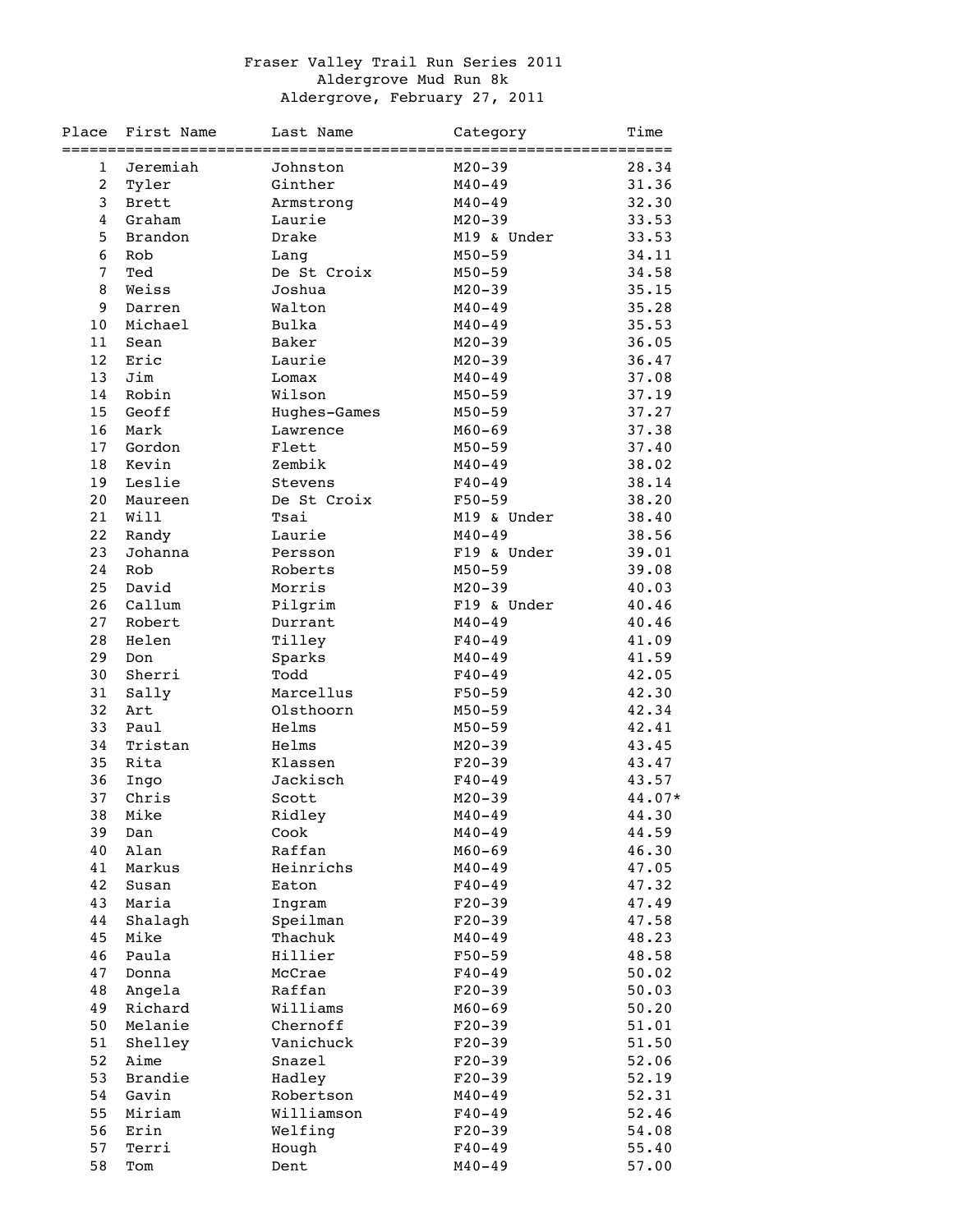# Fraser Valley Trail Run Series 2011
## Aldergrove Mud Run 8k
### Aldergrove, February 27, 2011

| Place | First Name | Last Name | Category | Time |
|---|---|---|---|---|
| 1 | Jeremiah | Johnston | M20-39 | 28.34 |
| 2 | Tyler | Ginther | M40-49 | 31.36 |
| 3 | Brett | Armstrong | M40-49 | 32.30 |
| 4 | Graham | Laurie | M20-39 | 33.53 |
| 5 | Brandon | Drake | M19 & Under | 33.53 |
| 6 | Rob | Lang | M50-59 | 34.11 |
| 7 | Ted | De St Croix | M50-59 | 34.58 |
| 8 | Weiss | Joshua | M20-39 | 35.15 |
| 9 | Darren | Walton | M40-49 | 35.28 |
| 10 | Michael | Bulka | M40-49 | 35.53 |
| 11 | Sean | Baker | M20-39 | 36.05 |
| 12 | Eric | Laurie | M20-39 | 36.47 |
| 13 | Jim | Lomax | M40-49 | 37.08 |
| 14 | Robin | Wilson | M50-59 | 37.19 |
| 15 | Geoff | Hughes-Games | M50-59 | 37.27 |
| 16 | Mark | Lawrence | M60-69 | 37.38 |
| 17 | Gordon | Flett | M50-59 | 37.40 |
| 18 | Kevin | Zembik | M40-49 | 38.02 |
| 19 | Leslie | Stevens | F40-49 | 38.14 |
| 20 | Maureen | De St Croix | F50-59 | 38.20 |
| 21 | Will | Tsai | M19 & Under | 38.40 |
| 22 | Randy | Laurie | M40-49 | 38.56 |
| 23 | Johanna | Persson | F19 & Under | 39.01 |
| 24 | Rob | Roberts | M50-59 | 39.08 |
| 25 | David | Morris | M20-39 | 40.03 |
| 26 | Callum | Pilgrim | F19 & Under | 40.46 |
| 27 | Robert | Durrant | M40-49 | 40.46 |
| 28 | Helen | Tilley | F40-49 | 41.09 |
| 29 | Don | Sparks | M40-49 | 41.59 |
| 30 | Sherri | Todd | F40-49 | 42.05 |
| 31 | Sally | Marcellus | F50-59 | 42.30 |
| 32 | Art | Olsthoorn | M50-59 | 42.34 |
| 33 | Paul | Helms | M50-59 | 42.41 |
| 34 | Tristan | Helms | M20-39 | 43.45 |
| 35 | Rita | Klassen | F20-39 | 43.47 |
| 36 | Ingo | Jackisch | F40-49 | 43.57 |
| 37 | Chris | Scott | M20-39 | 44.07* |
| 38 | Mike | Ridley | M40-49 | 44.30 |
| 39 | Dan | Cook | M40-49 | 44.59 |
| 40 | Alan | Raffan | M60-69 | 46.30 |
| 41 | Markus | Heinrichs | M40-49 | 47.05 |
| 42 | Susan | Eaton | F40-49 | 47.32 |
| 43 | Maria | Ingram | F20-39 | 47.49 |
| 44 | Shalagh | Speilman | F20-39 | 47.58 |
| 45 | Mike | Thachuk | M40-49 | 48.23 |
| 46 | Paula | Hillier | F50-59 | 48.58 |
| 47 | Donna | McCrae | F40-49 | 50.02 |
| 48 | Angela | Raffan | F20-39 | 50.03 |
| 49 | Richard | Williams | M60-69 | 50.20 |
| 50 | Melanie | Chernoff | F20-39 | 51.01 |
| 51 | Shelley | Vanichuck | F20-39 | 51.50 |
| 52 | Aime | Snazel | F20-39 | 52.06 |
| 53 | Brandie | Hadley | F20-39 | 52.19 |
| 54 | Gavin | Robertson | M40-49 | 52.31 |
| 55 | Miriam | Williamson | F40-49 | 52.46 |
| 56 | Erin | Welfing | F20-39 | 54.08 |
| 57 | Terri | Hough | F40-49 | 55.40 |
| 58 | Tom | Dent | M40-49 | 57.00 |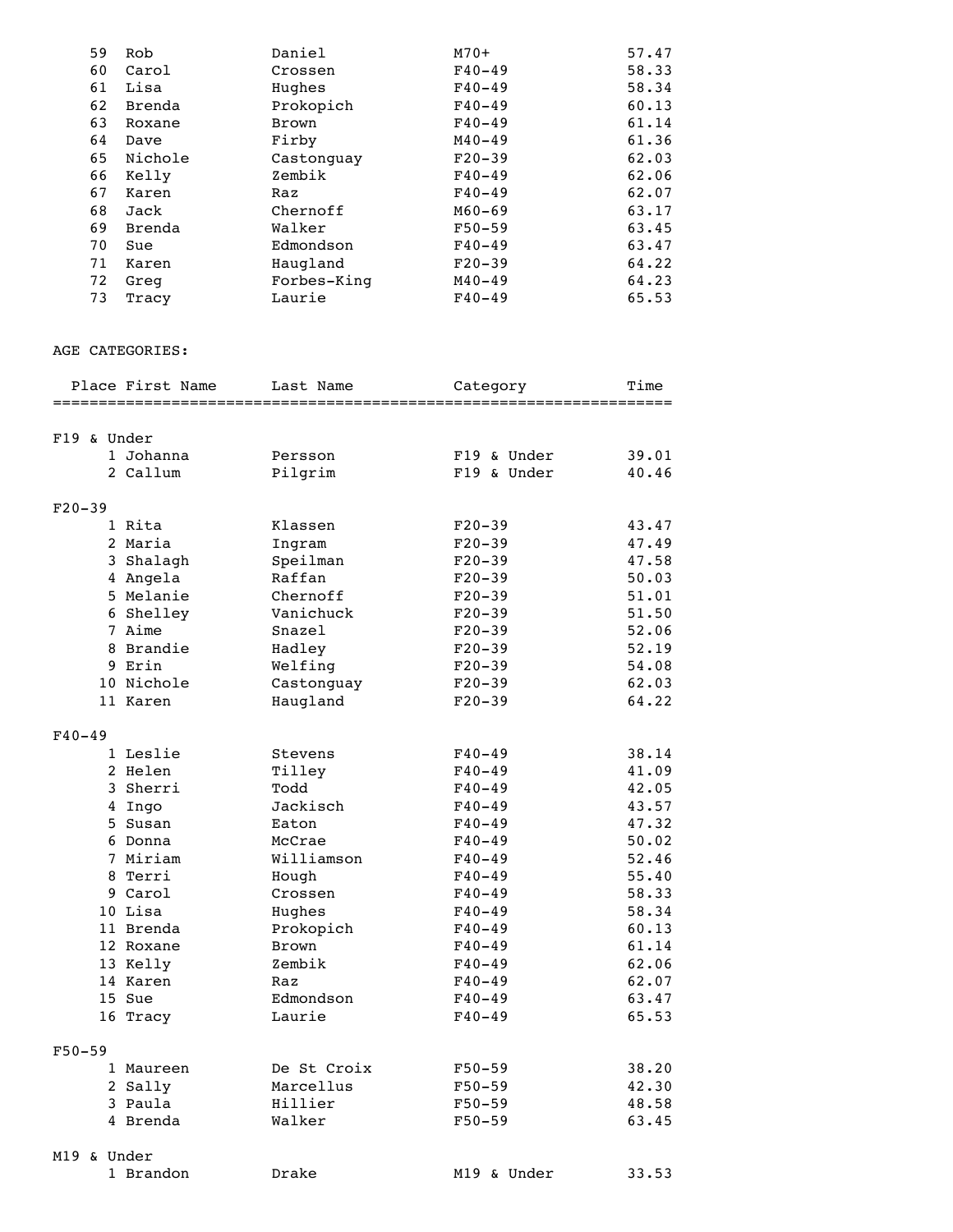| | | | | |
|---|---|---|---|---|
| 59 | Rob | Daniel | M70+ | 57.47 |
| 60 | Carol | Crossen | F40-49 | 58.33 |
| 61 | Lisa | Hughes | F40-49 | 58.34 |
| 62 | Brenda | Prokopich | F40-49 | 60.13 |
| 63 | Roxane | Brown | F40-49 | 61.14 |
| 64 | Dave | Firby | M40-49 | 61.36 |
| 65 | Nichole | Castonguay | F20-39 | 62.03 |
| 66 | Kelly | Zembik | F40-49 | 62.06 |
| 67 | Karen | Raz | F40-49 | 62.07 |
| 68 | Jack | Chernoff | M60-69 | 63.17 |
| 69 | Brenda | Walker | F50-59 | 63.45 |
| 70 | Sue | Edmondson | F40-49 | 63.47 |
| 71 | Karen | Haugland | F20-39 | 64.22 |
| 72 | Greg | Forbes-King | M40-49 | 64.23 |
| 73 | Tracy | Laurie | F40-49 | 65.53 |

AGE CATEGORIES:

| Place | First Name | Last Name | Category | Time |
|---|---|---|---|---|
| **F19 & Under** | | | | |
| 1 | Johanna | Persson | F19 & Under | 39.01 |
| 2 | Callum | Pilgrim | F19 & Under | 40.46 |
| **F20-39** | | | | |
| 1 | Rita | Klassen | F20-39 | 43.47 |
| 2 | Maria | Ingram | F20-39 | 47.49 |
| 3 | Shalagh | Speilman | F20-39 | 47.58 |
| 4 | Angela | Raffan | F20-39 | 50.03 |
| 5 | Melanie | Chernoff | F20-39 | 51.01 |
| 6 | Shelley | Vanichuck | F20-39 | 51.50 |
| 7 | Aime | Snazel | F20-39 | 52.06 |
| 8 | Brandie | Hadley | F20-39 | 52.19 |
| 9 | Erin | Welfing | F20-39 | 54.08 |
| 10 | Nichole | Castonguay | F20-39 | 62.03 |
| 11 | Karen | Haugland | F20-39 | 64.22 |
| **F40-49** | | | | |
| 1 | Leslie | Stevens | F40-49 | 38.14 |
| 2 | Helen | Tilley | F40-49 | 41.09 |
| 3 | Sherri | Todd | F40-49 | 42.05 |
| 4 | Ingo | Jackisch | F40-49 | 43.57 |
| 5 | Susan | Eaton | F40-49 | 47.32 |
| 6 | Donna | McCrae | F40-49 | 50.02 |
| 7 | Miriam | Williamson | F40-49 | 52.46 |
| 8 | Terri | Hough | F40-49 | 55.40 |
| 9 | Carol | Crossen | F40-49 | 58.33 |
| 10 | Lisa | Hughes | F40-49 | 58.34 |
| 11 | Brenda | Prokopich | F40-49 | 60.13 |
| 12 | Roxane | Brown | F40-49 | 61.14 |
| 13 | Kelly | Zembik | F40-49 | 62.06 |
| 14 | Karen | Raz | F40-49 | 62.07 |
| 15 | Sue | Edmondson | F40-49 | 63.47 |
| 16 | Tracy | Laurie | F40-49 | 65.53 |
| **F50-59** | | | | |
| 1 | Maureen | De St Croix | F50-59 | 38.20 |
| 2 | Sally | Marcellus | F50-59 | 42.30 |
| 3 | Paula | Hillier | F50-59 | 48.58 |
| 4 | Brenda | Walker | F50-59 | 63.45 |
| **M19 & Under** | | | | |
| 1 | Brandon | Drake | M19 & Under | 33.53 |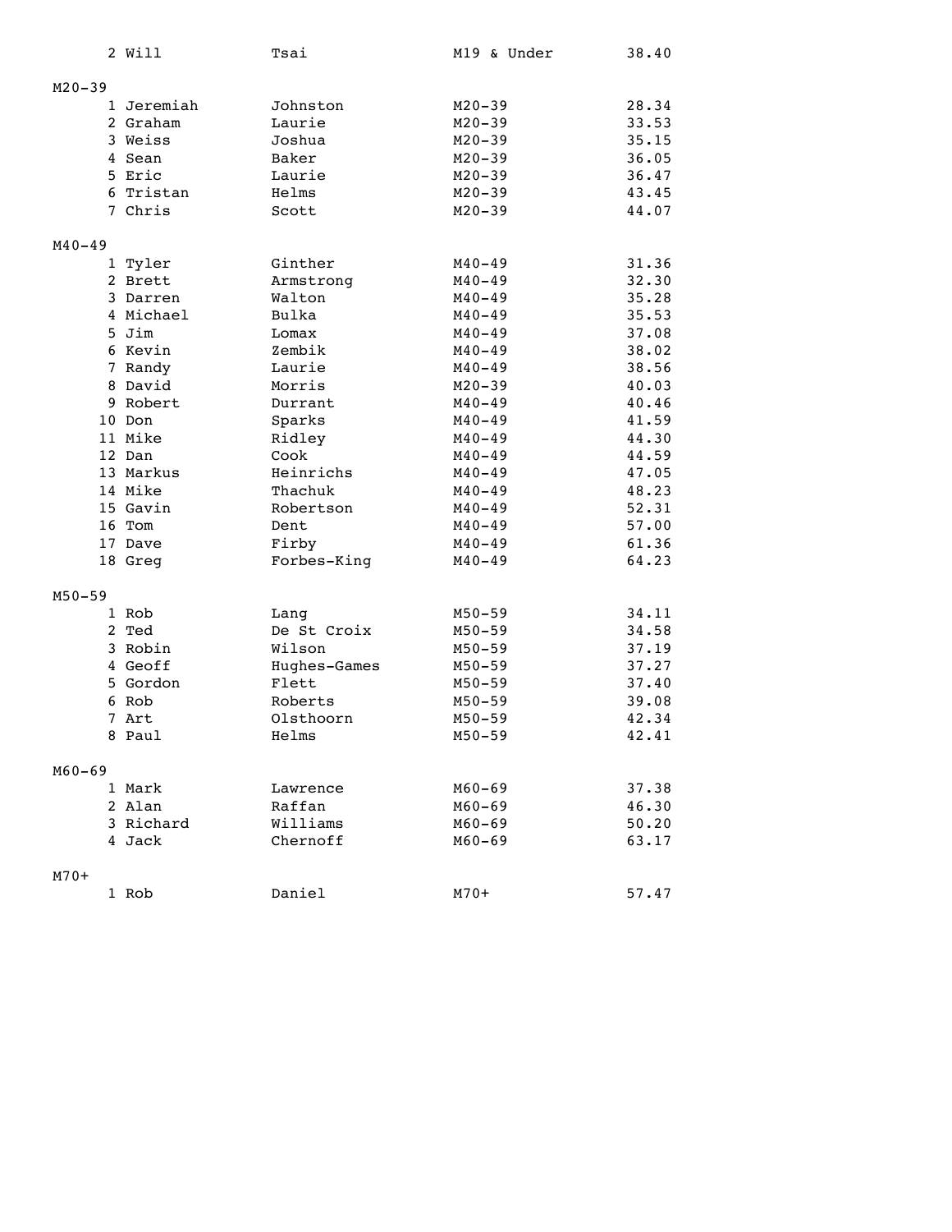| | | | | |
|---|---|---|---|---|
| 2 | Will | Tsai | M19 & Under | 38.40 |

M20-39

| | | | | |
|---|---|---|---|---|
| 1 | Jeremiah | Johnston | M20-39 | 28.34 |
| 2 | Graham | Laurie | M20-39 | 33.53 |
| 3 | Weiss | Joshua | M20-39 | 35.15 |
| 4 | Sean | Baker | M20-39 | 36.05 |
| 5 | Eric | Laurie | M20-39 | 36.47 |
| 6 | Tristan | Helms | M20-39 | 43.45 |
| 7 | Chris | Scott | M20-39 | 44.07 |

M40-49

| | | | | |
|---|---|---|---|---|
| 1 | Tyler | Ginther | M40-49 | 31.36 |
| 2 | Brett | Armstrong | M40-49 | 32.30 |
| 3 | Darren | Walton | M40-49 | 35.28 |
| 4 | Michael | Bulka | M40-49 | 35.53 |
| 5 | Jim | Lomax | M40-49 | 37.08 |
| 6 | Kevin | Zembik | M40-49 | 38.02 |
| 7 | Randy | Laurie | M40-49 | 38.56 |
| 8 | David | Morris | M20-39 | 40.03 |
| 9 | Robert | Durrant | M40-49 | 40.46 |
| 10 | Don | Sparks | M40-49 | 41.59 |
| 11 | Mike | Ridley | M40-49 | 44.30 |
| 12 | Dan | Cook | M40-49 | 44.59 |
| 13 | Markus | Heinrichs | M40-49 | 47.05 |
| 14 | Mike | Thachuk | M40-49 | 48.23 |
| 15 | Gavin | Robertson | M40-49 | 52.31 |
| 16 | Tom | Dent | M40-49 | 57.00 |
| 17 | Dave | Firby | M40-49 | 61.36 |
| 18 | Greg | Forbes-King | M40-49 | 64.23 |

M50-59

| | | | | |
|---|---|---|---|---|
| 1 | Rob | Lang | M50-59 | 34.11 |
| 2 | Ted | De St Croix | M50-59 | 34.58 |
| 3 | Robin | Wilson | M50-59 | 37.19 |
| 4 | Geoff | Hughes-Games | M50-59 | 37.27 |
| 5 | Gordon | Flett | M50-59 | 37.40 |
| 6 | Rob | Roberts | M50-59 | 39.08 |
| 7 | Art | Olsthoorn | M50-59 | 42.34 |
| 8 | Paul | Helms | M50-59 | 42.41 |

M60-69

| | | | | |
|---|---|---|---|---|
| 1 | Mark | Lawrence | M60-69 | 37.38 |
| 2 | Alan | Raffan | M60-69 | 46.30 |
| 3 | Richard | Williams | M60-69 | 50.20 |
| 4 | Jack | Chernoff | M60-69 | 63.17 |

M70+

| | | | | |
|---|---|---|---|---|
| 1 | Rob | Daniel | M70+ | 57.47 |